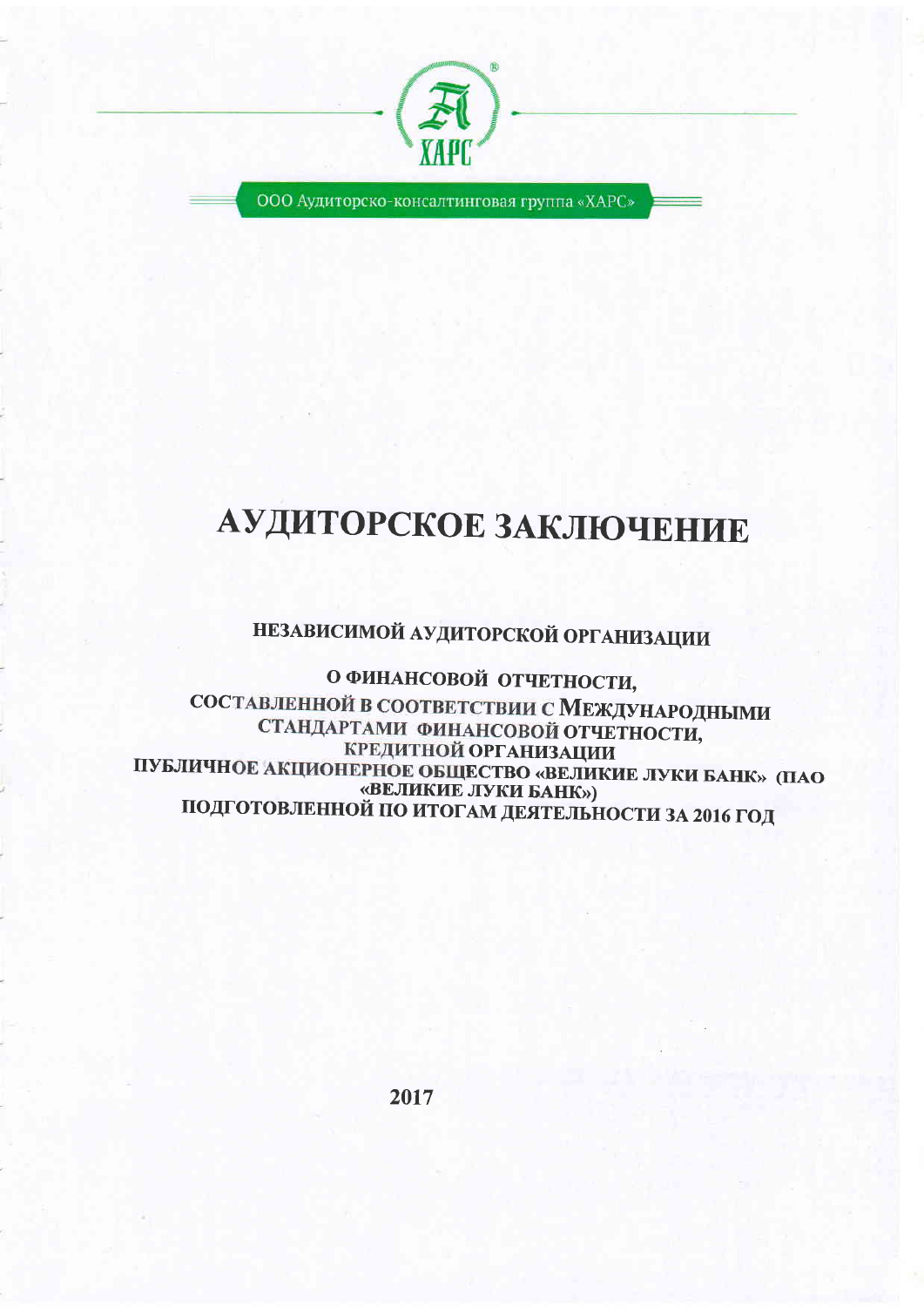ХАРС

ООО Аудиторско-консалтинговая группа «ХАРС»

# АУДИТОРСКОЕ ЗАКЛЮЧЕНИЕ

## НЕЗАВИСИМОЙ АУДИТОРСКОЙ ОРГАНИЗАЦИИ

## О ФИНАНСОВОЙ ОТЧЕТНОСТИ, СОСТАВЛЕННОЙ В СООТВЕТСТВИИ С МЕЖДУНАРОДНЫМИ СТАНДАРТАМИ ФИНАНСОВОЙ ОТЧЕТНОСТИ, КРЕДИТНОЙ ОРГАНИЗАЦИИ ПУБЛИЧНОЕ АКЦИОНЕРНОЕ ОБЩЕСТВО «ВЕЛИКИЕ ЛУКИ БАНК» (ПАО «ВЕЛИКИЕ ЛУКИ БАНК») ПОДГОТОВЛЕННОЙ ПО ИТОГАМ ДЕЯТЕЛЬНОСТИ ЗА 2016 ГОД

2017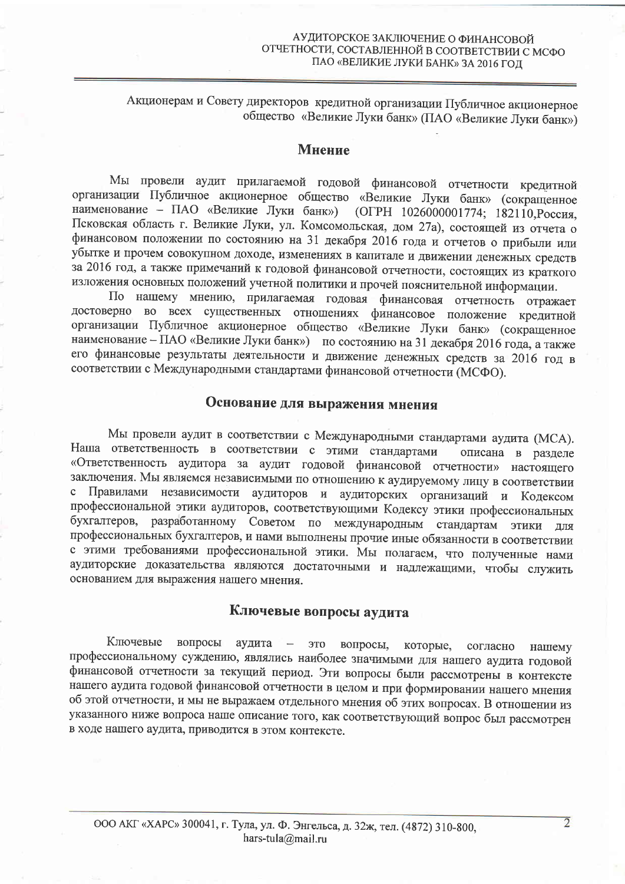Акционерам и Совету директоров кредитной организации Публичное акционерное общество «Великие Луки банк» (ПАО «Великие Луки банк»)

## Мнение

Мы провели аудит прилагаемой годовой финансовой отчетности кредитной организации Публичное акционерное общество «Великие Луки банк» (сокращенное наименование – ПАО «Великие Луки банк») (ОГРН 1026000001774; 182110,Россия, Псковская область г. Великие Луки, ул. Комсомольская, дом 27а), состоящей из отчета о финансовом положении по состоянию на 31 декабря 2016 года и отчетов о прибыли или убытке и прочем совокупном доходе, изменениях в капитале и движении денежных средств за 2016 год, а также примечаний к годовой финансовой отчетности, состоящих из краткого изложения основных положений учетной политики и прочей пояснительной информации.

По нашему мнению, прилагаемая годовая финансовая отчетность отражает достоверно во всех существенных отношениях финансовое положение кредитной организации Публичное акционерное общество «Великие Луки банк» (сокращенное наименование – ПАО «Великие Луки банк») по состоянию на 31 декабря 2016 года, а также его финансовые результаты деятельности и движение денежных средств за 2016 год в соответствии с Международными стандартами финансовой отчетности (МСФО).

## Основание для выражения мнения

Мы провели аудит в соответствии с Международными стандартами аудита (МСА). Наша ответственность в соответствии с этими стандартами описана в разделе «Ответственность аудитора за аудит годовой финансовой отчетности» настоящего заключения. Мы являемся независимыми по отношению к аудируемому лицу в соответствии с Правилами независимости аудиторов и аудиторских организаций и Кодексом профессиональной этики аудиторов, соответствующими Кодексу этики профессиональных бухгалтеров, разработанному Советом по международным стандартам этики для профессиональных бухгалтеров, и нами выполнены прочие иные обязанности в соответствии с этими требованиями профессиональной этики. Мы полагаем, что полученные нами аудиторские доказательства являются достаточными и надлежащими, чтобы служить основанием для выражения нашего мнения.

## Ключевые вопросы аудита

Ключевые вопросы аудита – это вопросы, которые, согласно нашему профессиональному суждению, являлись наиболее значимыми для нашего аудита годовой финансовой отчетности за текущий период. Эти вопросы были рассмотрены в контексте нашего аудита годовой финансовой отчетности в целом и при формировании нашего мнения об этой отчетности, и мы не выражаем отдельного мнения об этих вопросах. В отношении из указанного ниже вопроса наше описание того, как соответствующий вопрос был рассмотрен в ходе нашего аудита, приводится в этом контексте.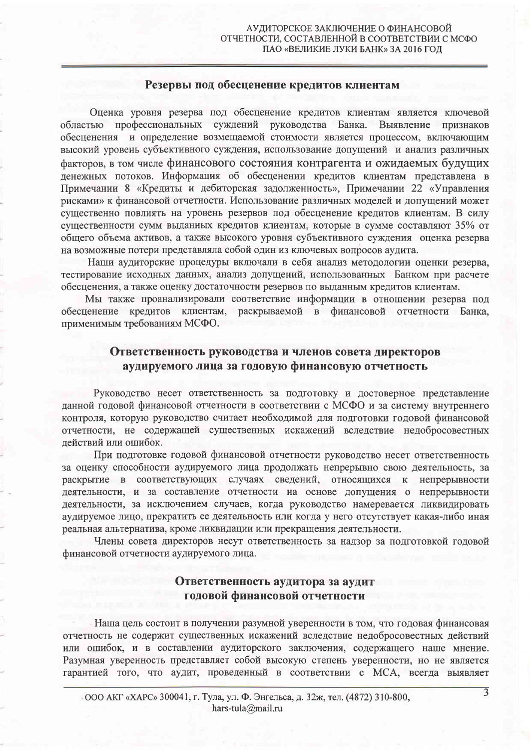## Резервы под обесценение кредитов клиентам

Оценка уровня резерва под обесценение кредитов клиентам является ключевой областью профессиональных суждений руководства Банка. Выявление признаков обесценения и определение возмещаемой стоимости является процессом, включающим высокий уровень субъективного суждения, использование допущений и анализ различных факторов, в том числе финансового состояния контрагента и ожидаемых будущих денежных потоков. Информация об обесценении кредитов клиентам представлена в Примечании 8 «Кредиты и дебиторская задолженность», Примечании 22 «Управления рисками» к финансовой отчетности. Использование различных моделей и допущений может существенно повлиять на уровень резервов под обесценение кредитов клиентам. В силу существенности сумм выданных кредитов клиентам, которые в сумме составляют 35% от общего объема активов, а также высокого уровня субъективного суждения оценка резерва на возможные потери представляла собой один из ключевых вопросов аудита.

Наши аудиторские процедуры включали в себя анализ методологии оценки резерва, тестирование исходных данных, анализ допущений, использованных Банком при расчете обесценения, а также оценку достаточности резервов по выданным кредитов клиентам.

Мы также проанализировали соответствие информации в отношении резерва под обесценение кредитов клиентам, раскрываемой в финансовой отчетности Банка, применимым требованиям МСФО.

## Ответственность руководства и членов совета директоров аудируемого лица за годовую финансовую отчетность

Руководство несет ответственность за подготовку и достоверное представление данной годовой финансовой отчетности в соответствии с МСФО и за систему внутреннего контроля, которую руководство считает необходимой для подготовки годовой финансовой отчетности, не содержащей существенных искажений вследствие недобросовестных действий или ошибок.

При подготовке годовой финансовой отчетности руководство несет ответственность за оценку способности аудируемого лица продолжать непрерывно свою деятельность, за раскрытие в соответствующих случаях сведений, относящихся к непрерывности деятельности, и за составление отчетности на основе допущения о непрерывности деятельности, за исключением случаев, когда руководство намеревается ликвидировать аудируемое лицо, прекратить ее деятельность или когда у него отсутствует какая-либо иная реальная альтернатива, кроме ликвидации или прекращения деятельности.

Члены совета директоров несут ответственность за надзор за подготовкой годовой финансовой отчетности аудируемого лица.

## Ответственность аудитора за аудит годовой финансовой отчетности

Наша цель состоит в получении разумной уверенности в том, что годовая финансовая отчетность не содержит существенных искажений вследствие недобросовестных действий или ошибок, и в составлении аудиторского заключения, содержащего наше мнение. Разумная уверенность представляет собой высокую степень уверенности, но не является гарантией того, что аудит, проведенный в соответствии с МСА, всегда выявляет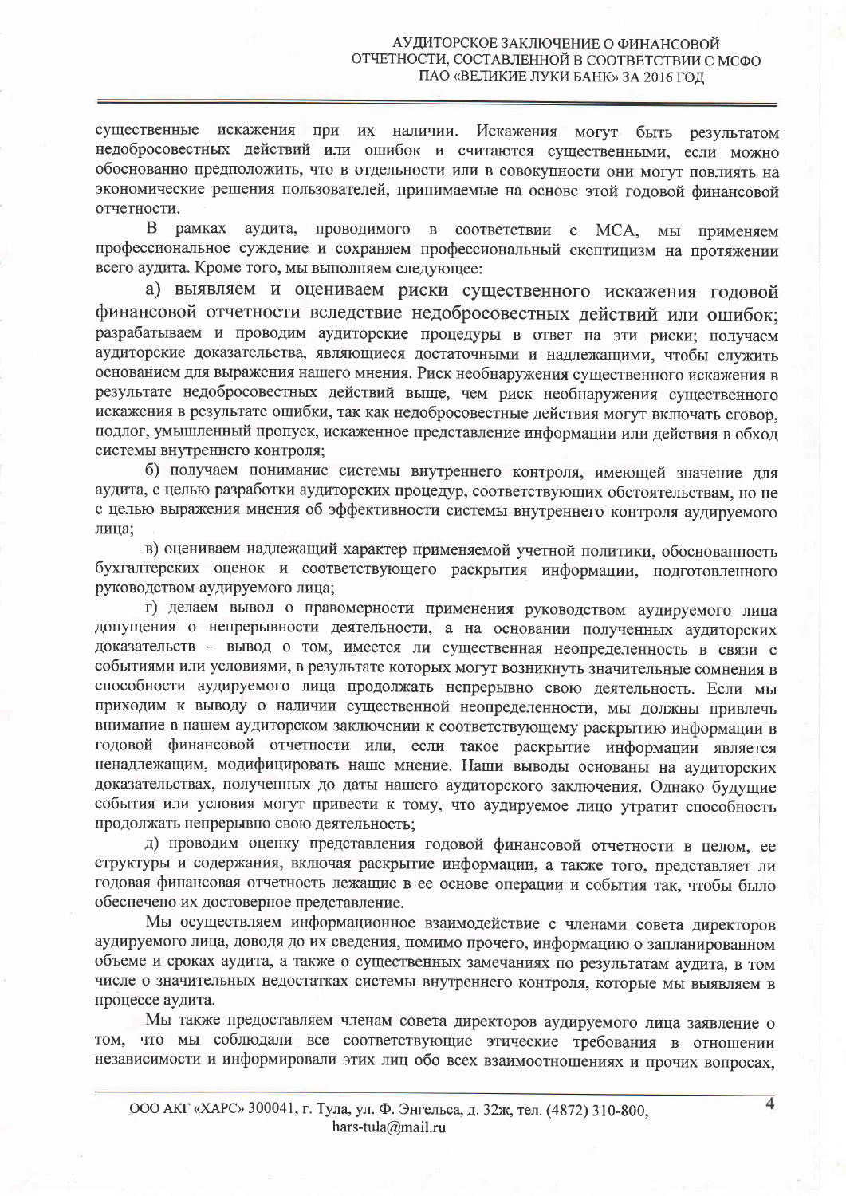существенные искажения при их наличии. Искажения могут быть результатом недобросовестных действий или ошибок и считаются существенными, если можно обоснованно предположить, что в отдельности или в совокупности они могут повлиять на экономические решения пользователей, принимаемые на основе этой годовой финансовой отчетности.

В рамках аудита, проводимого в соответствии с МСА, мы применяем профессиональное суждение и сохраняем профессиональный скептицизм на протяжении всего аудита. Кроме того, мы выполняем следующее:

а) выявляем и оцениваем риски существенного искажения годовой финансовой отчетности вследствие недобросовестных действий или ошибок; разрабатываем и проводим аудиторские процедуры в ответ на эти риски; получаем аудиторские доказательства, являющиеся достаточными и надлежащими, чтобы служить основанием для выражения нашего мнения. Риск необнаружения существенного искажения в результате недобросовестных действий выше, чем риск необнаружения существенного искажения в результате ошибки, так как недобросовестные действия могут включать сговор, подлог, умышленный пропуск, искаженное представление информации или действия в обход системы внутреннего контроля;

б) получаем понимание системы внутреннего контроля, имеющей значение для аудита, с целью разработки аудиторских процедур, соответствующих обстоятельствам, но не с целью выражения мнения об эффективности системы внутреннего контроля аудируемого лица;

в) оцениваем надлежащий характер применяемой учетной политики, обоснованность бухгалтерских оценок и соответствующего раскрытия информации, подготовленного руководством аудируемого лица;

г) делаем вывод о правомерности применения руководством аудируемого лица допущения о непрерывности деятельности, а на основании полученных аудиторских доказательств – вывод о том, имеется ли существенная неопределенность в связи с событиями или условиями, в результате которых могут возникнуть значительные сомнения в способности аудируемого лица продолжать непрерывно свою деятельность. Если мы приходим к выводу о наличии существенной неопределенности, мы должны привлечь внимание в нашем аудиторском заключении к соответствующему раскрытию информации в годовой финансовой отчетности или, если такое раскрытие информации является ненадлежащим, модифицировать наше мнение. Наши выводы основаны на аудиторских доказательствах, полученных до даты нашего аудиторского заключения. Однако будущие события или условия могут привести к тому, что аудируемое лицо утратит способность продолжать непрерывно свою деятельность;

д) проводим оценку представления годовой финансовой отчетности в целом, ее структуры и содержания, включая раскрытие информации, а также того, представляет ли годовая финансовая отчетность лежащие в ее основе операции и события так, чтобы было обеспечено их достоверное представление.

Мы осуществляем информационное взаимодействие с членами совета директоров аудируемого лица, доводя до их сведения, помимо прочего, информацию о запланированном объеме и сроках аудита, а также о существенных замечаниях по результатам аудита, в том числе о значительных недостатках системы внутреннего контроля, которые мы выявляем в процессе аудита.

Мы также предоставляем членам совета директоров аудируемого лица заявление о том, что мы соблюдали все соответствующие этические требования в отношении независимости и информировали этих лиц обо всех взаимоотношениях и прочих вопросах,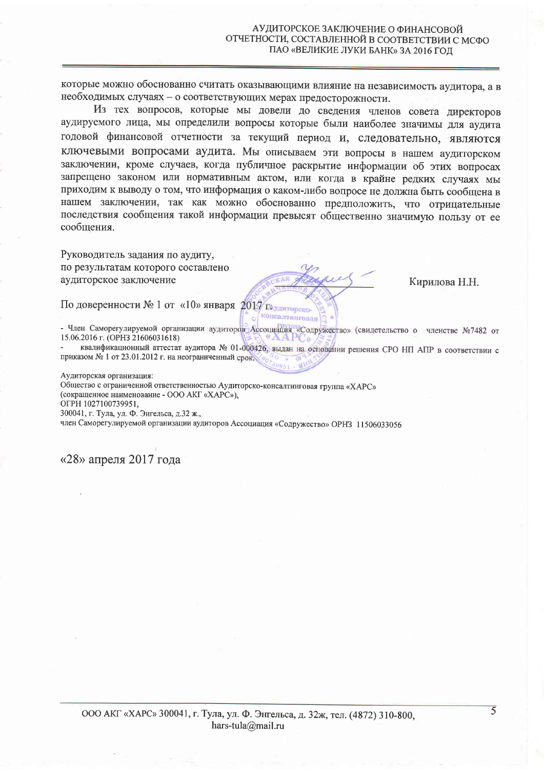которые можно обоснованно считать оказывающими влияние на независимость аудитора, а в необходимых случаях – о соответствующих мерах предосторожности.

Из тех вопросов, которые мы довели до сведения членов совета директоров аудируемого лица, мы определили вопросы которые были наиболее значимы для аудита годовой финансовой отчетности за текущий период и, следовательно, являются ключевыми вопросами аудита. Мы описываем эти вопросы в нашем аудиторском заключении, кроме случаев, когда публичное раскрытие информации об этих вопросах запрещено законом или нормативным актом, или когда в крайне редких случаях мы приходим к выводу о том, что информация о каком-либо вопросе не должна быть сообщена в нашем заключении, так как можно обоснованно предположить, что отрицательные последствия сообщения такой информации превысят общественно значимую пользу от ее сообщения.

Руководитель задания по аудиту,
по результатам которого составлено
аудиторское заключение                                    Кирилова Н.Н.

По доверенности № 1 от «10» января 2017 г.

- Член Саморегулируемой организации аудиторов Ассоциация «Содружество» (свидетельство о членстве №7482 от 15.06.2016 г. (ОРНЗ 21606031618)
- квалификационный аттестат аудитора № 01-000426, выдан на основании решения СРО НП АПР в соответствии с приказом № 1 от 23.01.2012 г. на неограниченный срок.

Аудиторская организация:
Общество с ограниченной ответственностью Аудиторско-консалтинговая группа «ХАРС»
(сокращенное наименование - ООО АКГ «ХАРС»),
ОГРН 1027100739951,
300041, г. Тула, ул. Ф. Энгельса, д.32 ж.,
член Саморегулируемой организации аудиторов Ассоциация «Содружество» ОРНЗ 11506033056

«28» апреля 2017 года